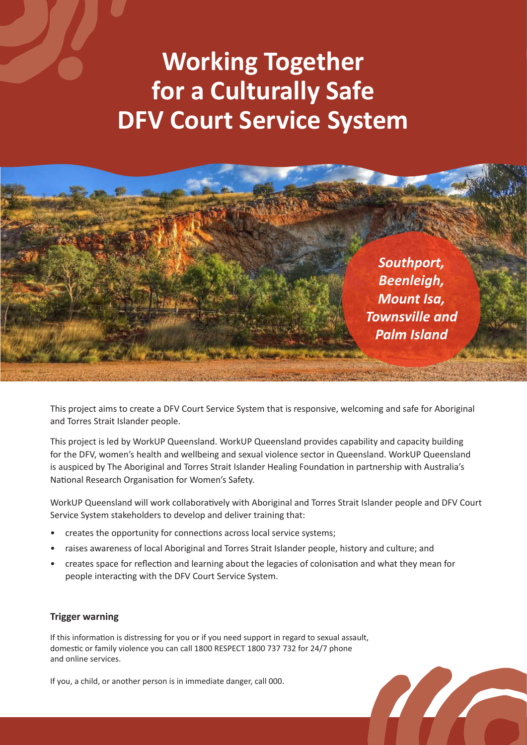# Working Together for a Culturally Safe DFV Court Service System

***Southport, Beenleigh, Mount Isa, Townsville and Palm Island***

This project aims to create a DFV Court Service System that is responsive, welcoming and safe for Aboriginal and Torres Strait Islander people.

This project is led by WorkUP Queensland. WorkUP Queensland provides capability and capacity building for the DFV, women's health and wellbeing and sexual violence sector in Queensland. WorkUP Queensland is auspiced by The Aboriginal and Torres Strait Islander Healing Foundation in partnership with Australia's National Research Organisation for Women's Safety.

WorkUP Queensland will work collaboratively with Aboriginal and Torres Strait Islander people and DFV Court Service System stakeholders to develop and deliver training that:

- creates the opportunity for connections across local service systems;
- raises awareness of local Aboriginal and Torres Strait Islander people, history and culture; and
- creates space for reflection and learning about the legacies of colonisation and what they mean for people interacting with the DFV Court Service System.

**Trigger warning**

If this information is distressing for you or if you need support in regard to sexual assault, domestic or family violence you can call 1800 RESPECT 1800 737 732 for 24/7 phone and online services.

If you, a child, or another person is in immediate danger, call 000.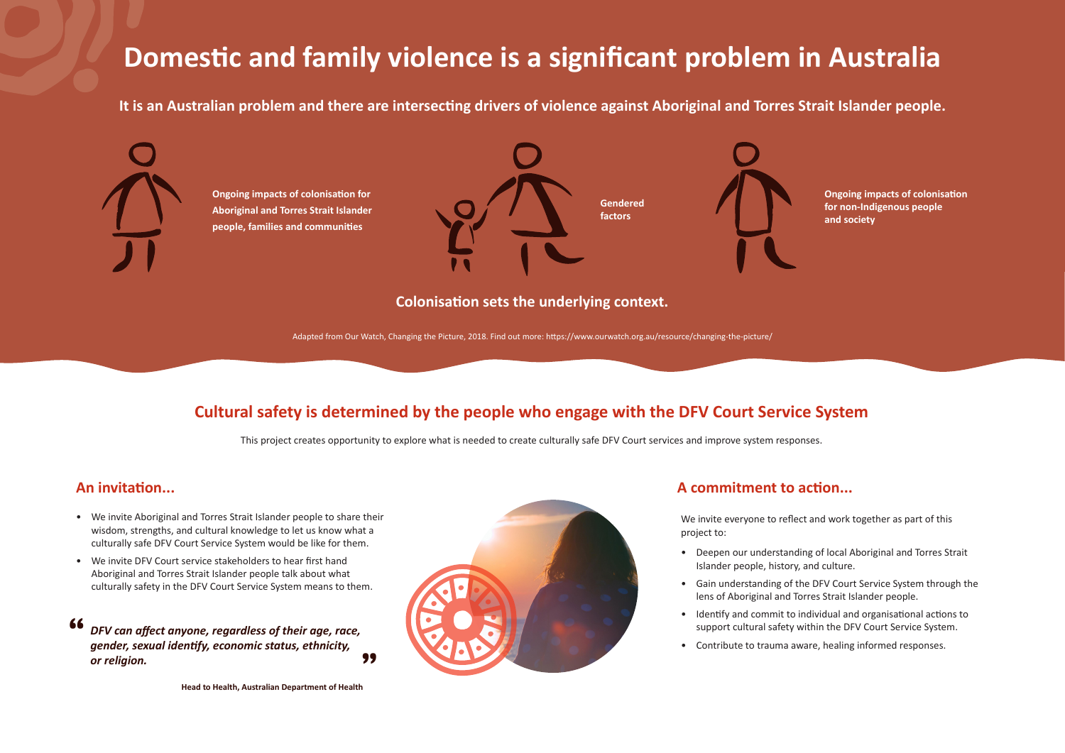# Domestic and family violence is a significant problem in Australia

**It is an Australian problem and there are intersecting drivers of violence against Aboriginal and Torres Strait Islander people.**

**Ongoing impacts of colonisation for Aboriginal and Torres Strait Islander people, families and communities**

**Gendered factors**

**Ongoing impacts of colonisation for non-Indigenous people and society**

**Colonisation sets the underlying context.**

Adapted from Our Watch, Changing the Picture, 2018. Find out more: https://www.ourwatch.org.au/resource/changing-the-picture/

## Cultural safety is determined by the people who engage with the DFV Court Service System

This project creates opportunity to explore what is needed to create culturally safe DFV Court services and improve system responses.

### An invitation...

- We invite Aboriginal and Torres Strait Islander people to share their wisdom, strengths, and cultural knowledge to let us know what a culturally safe DFV Court Service System would be like for them.
- We invite DFV Court service stakeholders to hear first hand Aboriginal and Torres Strait Islander people talk about what culturally safety in the DFV Court Service System means to them.

> ***"DFV can affect anyone, regardless of their age, race, gender, sexual identify, economic status, ethnicity, or religion."***
>
> **Head to Health, Australian Department of Health**

### A commitment to action...

We invite everyone to reflect and work together as part of this project to:

- Deepen our understanding of local Aboriginal and Torres Strait Islander people, history, and culture.
- Gain understanding of the DFV Court Service System through the lens of Aboriginal and Torres Strait Islander people.
- Identify and commit to individual and organisational actions to support cultural safety within the DFV Court Service System.
- Contribute to trauma aware, healing informed responses.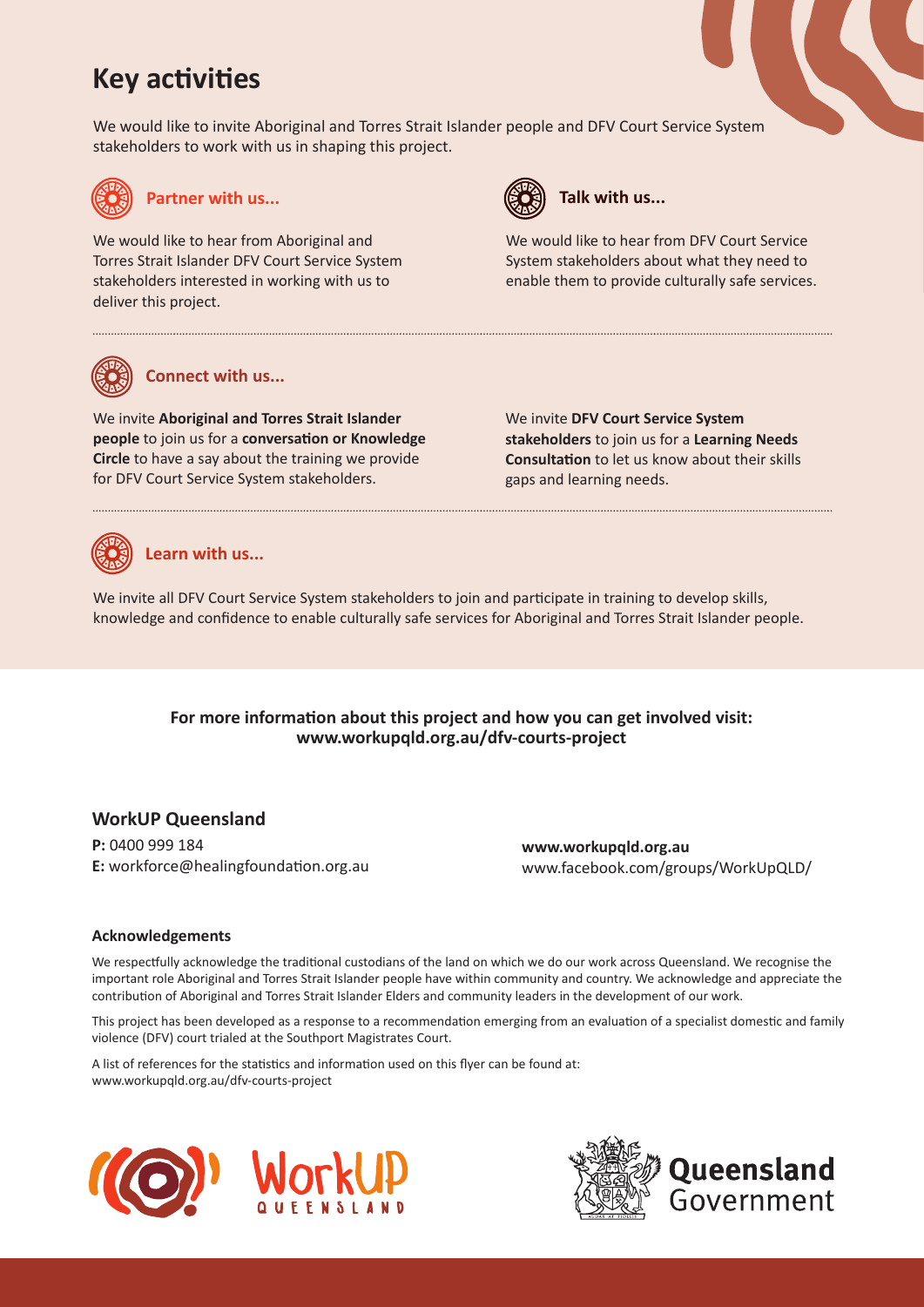## Key activities

We would like to invite Aboriginal and Torres Strait Islander people and DFV Court Service System stakeholders to work with us in shaping this project.

### Partner with us...

We would like to hear from Aboriginal and Torres Strait Islander DFV Court Service System stakeholders interested in working with us to deliver this project.

### Talk with us...

We would like to hear from DFV Court Service System stakeholders about what they need to enable them to provide culturally safe services.

### Connect with us...

We invite **Aboriginal and Torres Strait Islander people** to join us for a **conversation or Knowledge Circle** to have a say about the training we provide for DFV Court Service System stakeholders.

We invite **DFV Court Service System stakeholders** to join us for a **Learning Needs Consultation** to let us know about their skills gaps and learning needs.

### Learn with us...

We invite all DFV Court Service System stakeholders to join and participate in training to develop skills, knowledge and confidence to enable culturally safe services for Aboriginal and Torres Strait Islander people.

**For more information about this project and how you can get involved visit: www.workupqld.org.au/dfv-courts-project**

### WorkUP Queensland

**P:** 0400 999 184
**E:** workforce@healingfoundation.org.au

**www.workupqld.org.au**
www.facebook.com/groups/WorkUpQLD/

#### Acknowledgements

We respectfully acknowledge the traditional custodians of the land on which we do our work across Queensland. We recognise the important role Aboriginal and Torres Strait Islander people have within community and country. We acknowledge and appreciate the contribution of Aboriginal and Torres Strait Islander Elders and community leaders in the development of our work.

This project has been developed as a response to a recommendation emerging from an evaluation of a specialist domestic and family violence (DFV) court trialed at the Southport Magistrates Court.

A list of references for the statistics and information used on this flyer can be found at:
www.workupqld.org.au/dfv-courts-project

WorkUP QUEENSLAND

Queensland Government